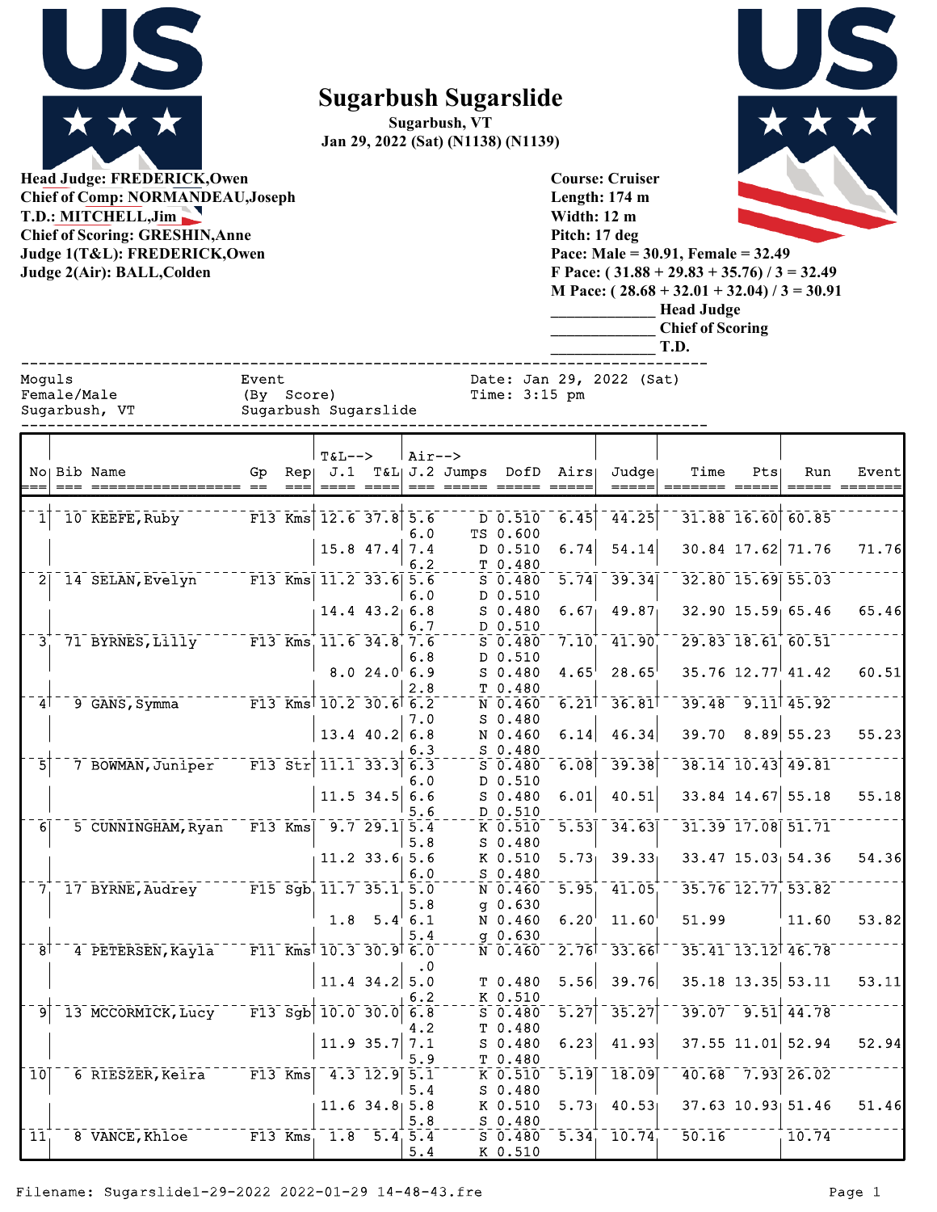# Sugarbush Sugarslide

**Sugarbush, VT**
**Jan 29, 2022 (Sat) (N1138) (N1139)**

**Head Judge: FREDERICK,Owen**
**Chief of Comp: NORMANDEAU,Joseph**
**T.D.: MITCHELL,Jim**
**Chief of Scoring: GRESHIN,Anne**
**Judge 1(T&L): FREDERICK,Owen**
**Judge 2(Air): BALL,Colden**

**Course: Cruiser**
**Length: 174 m**
**Width: 12 m**
**Pitch: 17 deg**
**Pace: Male = 30.91, Female = 32.49**
**F Pace: ( 31.88 + 29.83 + 35.76) / 3 = 32.49**
**M Pace: ( 28.68 + 32.01 + 32.04) / 3 = 30.91**
**_____________ Head Judge**
**_____________ Chief of Scoring**
**_____________ T.D.**

```
Moguls               Event                  Date: Jan 29, 2022 (Sat)
Female/Male          (By  Score)            Time: 3:15 pm
Sugarbush, VT        Sugarbush Sugarslide
```

| No | Bib | Name | Gp | Rep | T&L--> J.1 | T&L | Air--> J.2 | Jumps | DofD | Airs | Judge | Time | Pts | Run | Event |
|---|---|---|---|---|---|---|---|---|---|---|---|---|---|---|---|
| 1 | 10 | KEEFE,Ruby | F13 | Kms | 12.6 | 37.8 | 5.6 | D | 0.510 | 6.45 | 44.25 | 31.88 | 16.60 | 60.85 | |
| | | | | | | | 6.0 | TS | 0.600 | | | | | | |
| | | | | | 15.8 | 47.4 | 7.4 | D | 0.510 | 6.74 | 54.14 | 30.84 | 17.62 | 71.76 | 71.76 |
| | | | | | | | 6.2 | T | 0.480 | | | | | | |
| 2 | 14 | SELAN,Evelyn | F13 | Kms | 11.2 | 33.6 | 5.6 | S | 0.480 | 5.74 | 39.34 | 32.80 | 15.69 | 55.03 | |
| | | | | | | | 6.0 | D | 0.510 | | | | | | |
| | | | | | 14.4 | 43.2 | 6.8 | S | 0.480 | 6.67 | 49.87 | 32.90 | 15.59 | 65.46 | 65.46 |
| | | | | | | | 6.7 | D | 0.510 | | | | | | |
| 3 | 71 | BYRNES,Lilly | F13 | Kms | 11.6 | 34.8 | 7.6 | S | 0.480 | 7.10 | 41.90 | 29.83 | 18.61 | 60.51 | |
| | | | | | | | 6.8 | D | 0.510 | | | | | | |
| | | | | | 8.0 | 24.0 | 6.9 | S | 0.480 | 4.65 | 28.65 | 35.76 | 12.77 | 41.42 | 60.51 |
| | | | | | | | 2.8 | T | 0.480 | | | | | | |
| 4 | 9 | GANS,Symma | F13 | Kms | 10.2 | 30.6 | 6.2 | N | 0.460 | 6.21 | 36.81 | 39.48 | 9.11 | 45.92 | |
| | | | | | | | 7.0 | S | 0.480 | | | | | | |
| | | | | | 13.4 | 40.2 | 6.8 | N | 0.460 | 6.14 | 46.34 | 39.70 | 8.89 | 55.23 | 55.23 |
| | | | | | | | 6.3 | S | 0.480 | | | | | | |
| 5 | 7 | BOWMAN,Juniper | F13 | Str | 11.1 | 33.3 | 6.3 | S | 0.480 | 6.08 | 39.38 | 38.14 | 10.43 | 49.81 | |
| | | | | | | | 6.0 | D | 0.510 | | | | | | |
| | | | | | 11.5 | 34.5 | 6.6 | S | 0.480 | 6.01 | 40.51 | 33.84 | 14.67 | 55.18 | 55.18 |
| | | | | | | | 5.6 | D | 0.510 | | | | | | |
| 6 | 5 | CUNNINGHAM,Ryan | F13 | Kms | 9.7 | 29.1 | 5.4 | K | 0.510 | 5.53 | 34.63 | 31.39 | 17.08 | 51.71 | |
| | | | | | | | 5.8 | S | 0.480 | | | | | | |
| | | | | | 11.2 | 33.6 | 5.6 | K | 0.510 | 5.73 | 39.33 | 33.47 | 15.03 | 54.36 | 54.36 |
| | | | | | | | 6.0 | S | 0.480 | | | | | | |
| 7 | 17 | BYRNE,Audrey | F15 | Sgb | 11.7 | 35.1 | 5.0 | N | 0.460 | 5.95 | 41.05 | 35.76 | 12.77 | 53.82 | |
| | | | | | | | 5.8 | g | 0.630 | | | | | | |
| | | | | | 1.8 | 5.4 | 6.1 | N | 0.460 | 6.20 | 11.60 | 51.99 | | 11.60 | 53.82 |
| | | | | | | | 5.4 | g | 0.630 | | | | | | |
| 8 | 4 | PETERSEN,Kayla | F11 | Kms | 10.3 | 30.9 | 6.0 | N | 0.460 | 2.76 | 33.66 | 35.41 | 13.12 | 46.78 | |
| | | | | | | | .0 | | | | | | | | |
| | | | | | 11.4 | 34.2 | 5.0 | T | 0.480 | 5.56 | 39.76 | 35.18 | 13.35 | 53.11 | 53.11 |
| | | | | | | | 6.2 | K | 0.510 | | | | | | |
| 9 | 13 | MCCORMICK,Lucy | F13 | Sgb | 10.0 | 30.0 | 6.8 | S | 0.480 | 5.27 | 35.27 | 39.07 | 9.51 | 44.78 | |
| | | | | | | | 4.2 | T | 0.480 | | | | | | |
| | | | | | 11.9 | 35.7 | 7.1 | S | 0.480 | 6.23 | 41.93 | 37.55 | 11.01 | 52.94 | 52.94 |
| | | | | | | | 5.9 | T | 0.480 | | | | | | |
| 10 | 6 | RIESZER,Keira | F13 | Kms | 4.3 | 12.9 | 5.1 | K | 0.510 | 5.19 | 18.09 | 40.68 | 7.93 | 26.02 | |
| | | | | | | | 5.4 | S | 0.480 | | | | | | |
| | | | | | 11.6 | 34.8 | 5.8 | K | 0.510 | 5.73 | 40.53 | 37.63 | 10.93 | 51.46 | 51.46 |
| | | | | | | | 5.8 | S | 0.480 | | | | | | |
| 11 | 8 | VANCE,Khloe | F13 | Kms | 1.8 | 5.4 | 5.4 | S | 0.480 | 5.34 | 10.74 | 50.16 | | 10.74 | |
| | | | | | | | 5.4 | K | 0.510 | | | | | | |

Filename: Sugarslide1-29-2022 2022-01-29 14-48-43.fre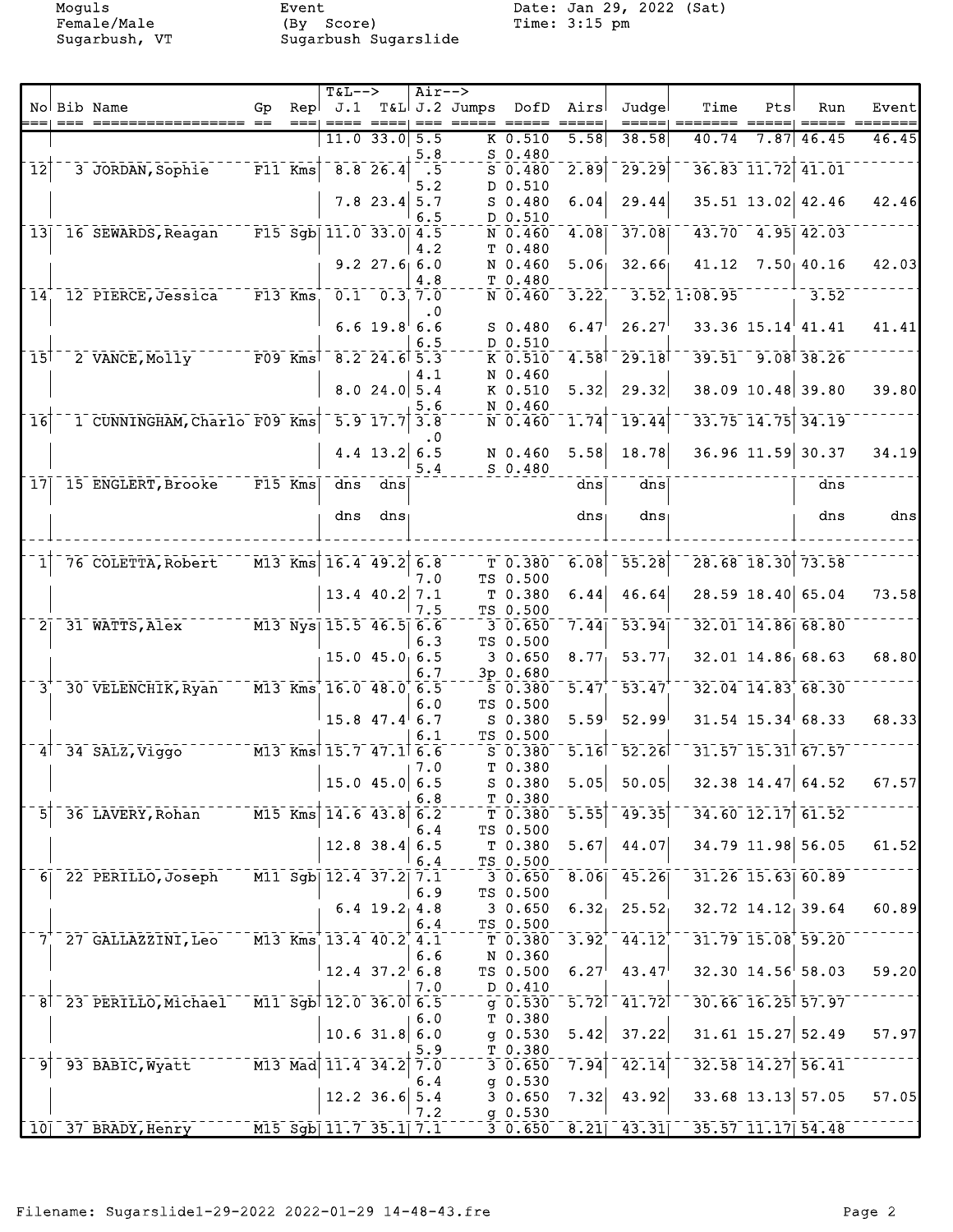Moguls
Female/Male
Sugarbush, VT

Event
(By Score)
Sugarbush Sugarslide

Date: Jan 29, 2022 (Sat)
Time: 3:15 pm

| No | Bib | Name | Gp | Rep | T&L--> J.1 | T&L | Air--> J.2 | Jumps | DofD | Airs | Judge | Time | Pts | Run | Event |
|---|---|---|---|---|---|---|---|---|---|---|---|---|---|---|---|
| | | | | | 11.0 | 33.0 | 5.5 | K | 0.510 | 5.58 | 38.58 | 40.74 | 7.87 | 46.45 | 46.45 |
| | | | | | | | 5.8 | S | 0.480 | | | | | | |
| 12 | 3 | JORDAN, Sophie | F11 | Kms | 8.8 | 26.4 | .5 | S | 0.480 | 2.89 | 29.29 | 36.83 | 11.72 | 41.01 | |
| | | | | | | | 5.2 | D | 0.510 | | | | | | |
| | | | | | 7.8 | 23.4 | 5.7 | S | 0.480 | 6.04 | 29.44 | 35.51 | 13.02 | 42.46 | 42.46 |
| | | | | | | | 6.5 | D | 0.510 | | | | | | |
| 13 | 16 | SEWARDS, Reagan | F15 | Sgb | 11.0 | 33.0 | 4.5 | N | 0.460 | 4.08 | 37.08 | 43.70 | 4.95 | 42.03 | |
| | | | | | | | 4.2 | T | 0.480 | | | | | | |
| | | | | | 9.2 | 27.6 | 6.0 | N | 0.460 | 5.06 | 32.66 | 41.12 | 7.50 | 40.16 | 42.03 |
| | | | | | | | 4.8 | T | 0.480 | | | | | | |
| 14 | 12 | PIERCE, Jessica | F13 | Kms | 0.1 | 0.3 | 7.0 | N | 0.460 | 3.22 | 3.52 | 1:08.95 | | 3.52 | |
| | | | | | | | .0 | | | | | | | | |
| | | | | | 6.6 | 19.8 | 6.6 | S | 0.480 | 6.47 | 26.27 | 33.36 | 15.14 | 41.41 | 41.41 |
| | | | | | | | 6.5 | D | 0.510 | | | | | | |
| 15 | 2 | VANCE, Molly | F09 | Kms | 8.2 | 24.6 | 5.3 | K | 0.510 | 4.58 | 29.18 | 39.51 | 9.08 | 38.26 | |
| | | | | | | | 4.1 | N | 0.460 | | | | | | |
| | | | | | 8.0 | 24.0 | 5.4 | K | 0.510 | 5.32 | 29.32 | 38.09 | 10.48 | 39.80 | 39.80 |
| | | | | | | | 5.6 | N | 0.460 | | | | | | |
| 16 | 1 | CUNNINGHAM, Charlo | F09 | Kms | 5.9 | 17.7 | 3.8 | N | 0.460 | 1.74 | 19.44 | 33.75 | 14.75 | 34.19 | |
| | | | | | | | .0 | | | | | | | | |
| | | | | | 4.4 | 13.2 | 6.5 | N | 0.460 | 5.58 | 18.78 | 36.96 | 11.59 | 30.37 | 34.19 |
| | | | | | | | 5.4 | S | 0.480 | | | | | | |
| 17 | 15 | ENGLERT, Brooke | F15 | Kms | dns | dns | | | | dns | dns | | | dns | |
| | | | | | dns | dns | | | | dns | dns | | | dns | dns |
| 1 | 76 | COLETTA, Robert | M13 | Kms | 16.4 | 49.2 | 6.8 | T | 0.380 | 6.08 | 55.28 | 28.68 | 18.30 | 73.58 | |
| | | | | | | | 7.0 | TS | 0.500 | | | | | | |
| | | | | | 13.4 | 40.2 | 7.1 | T | 0.380 | 6.44 | 46.64 | 28.59 | 18.40 | 65.04 | 73.58 |
| | | | | | | | 7.5 | TS | 0.500 | | | | | | |
| 2 | 31 | WATTS, Alex | M13 | Nys | 15.5 | 46.5 | 6.6 | 3 | 0.650 | 7.44 | 53.94 | 32.01 | 14.86 | 68.80 | |
| | | | | | | | 6.3 | TS | 0.500 | | | | | | |
| | | | | | 15.0 | 45.0 | 6.5 | 3 | 0.650 | 8.77 | 53.77 | 32.01 | 14.86 | 68.63 | 68.80 |
| | | | | | | | 6.7 | 3p | 0.680 | | | | | | |
| 3 | 30 | VELENCHIK, Ryan | M13 | Kms | 16.0 | 48.0 | 6.5 | S | 0.380 | 5.47 | 53.47 | 32.04 | 14.83 | 68.30 | |
| | | | | | | | 6.0 | TS | 0.500 | | | | | | |
| | | | | | 15.8 | 47.4 | 6.7 | S | 0.380 | 5.59 | 52.99 | 31.54 | 15.34 | 68.33 | 68.33 |
| | | | | | | | 6.1 | TS | 0.500 | | | | | | |
| 4 | 34 | SALZ, Viggo | M13 | Kms | 15.7 | 47.1 | 6.6 | S | 0.380 | 5.16 | 52.26 | 31.57 | 15.31 | 67.57 | |
| | | | | | | | 7.0 | T | 0.380 | | | | | | |
| | | | | | 15.0 | 45.0 | 6.5 | S | 0.380 | 5.05 | 50.05 | 32.38 | 14.47 | 64.52 | 67.57 |
| | | | | | | | 6.8 | T | 0.380 | | | | | | |
| 5 | 36 | LAVERY, Rohan | M15 | Kms | 14.6 | 43.8 | 6.2 | T | 0.380 | 5.55 | 49.35 | 34.60 | 12.17 | 61.52 | |
| | | | | | | | 6.4 | TS | 0.500 | | | | | | |
| | | | | | 12.8 | 38.4 | 6.5 | T | 0.380 | 5.67 | 44.07 | 34.79 | 11.98 | 56.05 | 61.52 |
| | | | | | | | 6.4 | TS | 0.500 | | | | | | |
| 6 | 22 | PERILLO, Joseph | M11 | Sgb | 12.4 | 37.2 | 7.1 | 3 | 0.650 | 8.06 | 45.26 | 31.26 | 15.63 | 60.89 | |
| | | | | | | | 6.9 | TS | 0.500 | | | | | | |
| | | | | | 6.4 | 19.2 | 4.8 | 3 | 0.650 | 6.32 | 25.52 | 32.72 | 14.12 | 39.64 | 60.89 |
| | | | | | | | 6.4 | TS | 0.500 | | | | | | |
| 7 | 27 | GALLAZZINI, Leo | M13 | Kms | 13.4 | 40.2 | 4.1 | T | 0.380 | 3.92 | 44.12 | 31.79 | 15.08 | 59.20 | |
| | | | | | | | 6.6 | N | 0.360 | | | | | | |
| | | | | | 12.4 | 37.2 | 6.8 | TS | 0.500 | 6.27 | 43.47 | 32.30 | 14.56 | 58.03 | 59.20 |
| | | | | | | | 7.0 | D | 0.410 | | | | | | |
| 8 | 23 | PERILLO, Michael | M11 | Sgb | 12.0 | 36.0 | 6.5 | g | 0.530 | 5.72 | 41.72 | 30.66 | 16.25 | 57.97 | |
| | | | | | | | 6.0 | T | 0.380 | | | | | | |
| | | | | | 10.6 | 31.8 | 6.0 | g | 0.530 | 5.42 | 37.22 | 31.61 | 15.27 | 52.49 | 57.97 |
| | | | | | | | 5.9 | T | 0.380 | | | | | | |
| 9 | 93 | BABIC, Wyatt | M13 | Mad | 11.4 | 34.2 | 7.0 | 3 | 0.650 | 7.94 | 42.14 | 32.58 | 14.27 | 56.41 | |
| | | | | | | | 6.4 | g | 0.530 | | | | | | |
| | | | | | 12.2 | 36.6 | 5.4 | 3 | 0.650 | 7.32 | 43.92 | 33.68 | 13.13 | 57.05 | 57.05 |
| | | | | | | | 7.2 | g | 0.530 | | | | | | |
| 10 | 37 | BRADY, Henry | M15 | Sgb | 11.7 | 35.1 | 7.1 | 3 | 0.650 | 8.21 | 43.31 | 35.57 | 11.17 | 54.48 | |

Filename: Sugarslide1-29-2022 2022-01-29 14-48-43.fre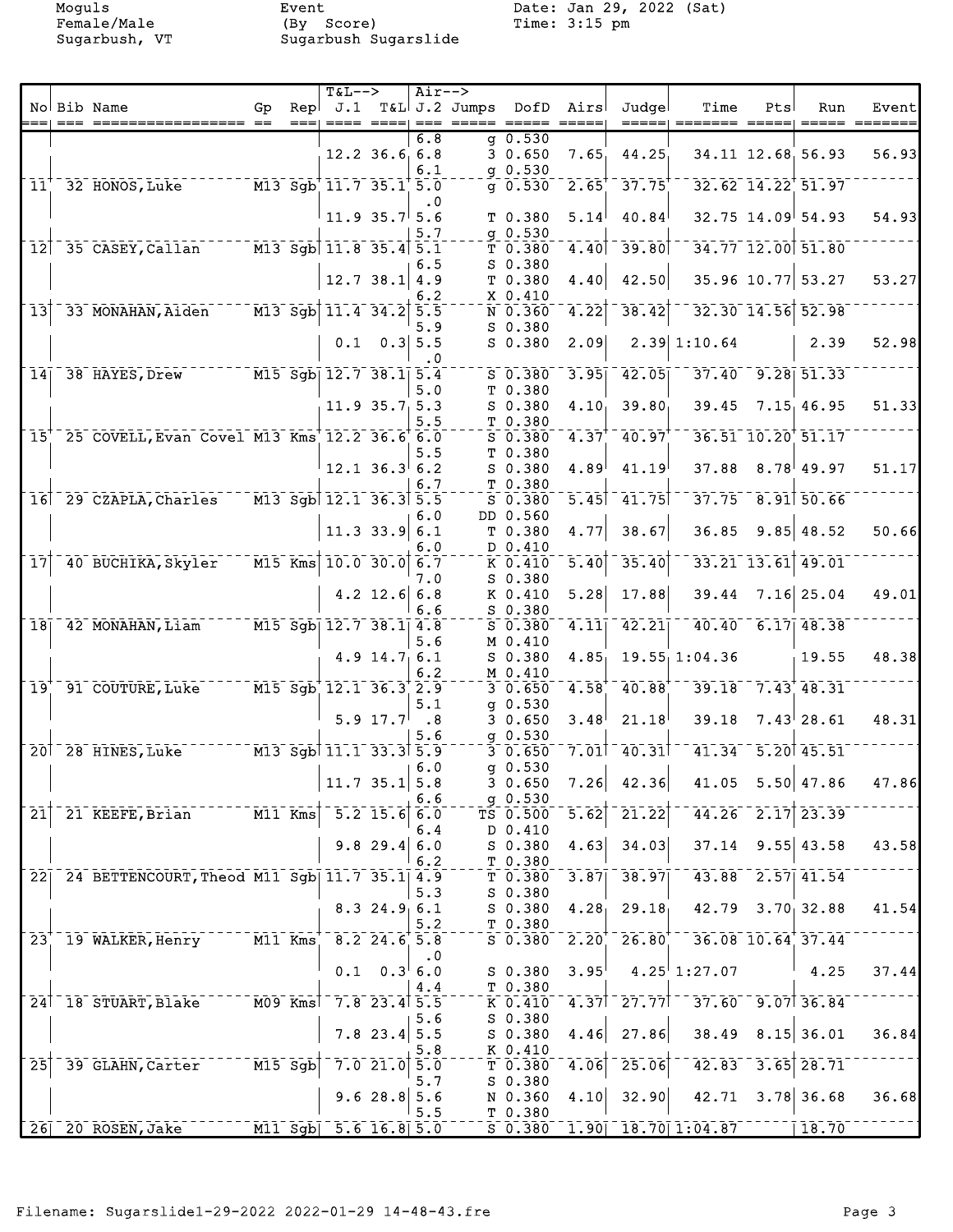Moguls
Female/Male
Sugarbush, VT

Event
(By Score)
Sugarbush Sugarslide

Date: Jan 29, 2022 (Sat)
Time: 3:15 pm

| No | Bib | Name | Gp | Rep | T&L--> J.1 | T&L | Air--> J.2 | Jumps | DofD | Airs | Judge | Time | Pts | Run | Event |
|---|---|---|---|---|---|---|---|---|---|---|---|---|---|---|---|
| | | | | | | | 6.8 | g | 0.530 | | | | | | |
| | | | | | 12.2 | 36.6 | 6.8 | 3 | 0.650 | 7.65 | 44.25 | 34.11 | 12.68 | 56.93 | 56.93 |
| | | | | | | | 6.1 | g | 0.530 | | | | | | |
| 11 | 32 | HONOS, Luke | M13 | Sgb | 11.7 | 35.1 | 5.0 | g | 0.530 | 2.65 | 37.75 | 32.62 | 14.22 | 51.97 | |
| | | | | | | | .0 | | | | | | | | |
| | | | | | 11.9 | 35.7 | 5.6 | T | 0.380 | 5.14 | 40.84 | 32.75 | 14.09 | 54.93 | 54.93 |
| | | | | | | | 5.7 | g | 0.530 | | | | | | |
| 12 | 35 | CASEY, Callan | M13 | Sgb | 11.8 | 35.4 | 5.1 | T | 0.380 | 4.40 | 39.80 | 34.77 | 12.00 | 51.80 | |
| | | | | | | | 6.5 | S | 0.380 | | | | | | |
| | | | | | 12.7 | 38.1 | 4.9 | T | 0.380 | 4.40 | 42.50 | 35.96 | 10.77 | 53.27 | 53.27 |
| | | | | | | | 6.2 | X | 0.410 | | | | | | |
| 13 | 33 | MONAHAN, Aiden | M13 | Sgb | 11.4 | 34.2 | 5.5 | N | 0.360 | 4.22 | 38.42 | 32.30 | 14.56 | 52.98 | |
| | | | | | | | 5.9 | S | 0.380 | | | | | | |
| | | | | | 0.1 | 0.3 | 5.5 | S | 0.380 | 2.09 | 2.39 | 1:10.64 | | 2.39 | 52.98 |
| | | | | | | | .0 | | | | | | | | |
| 14 | 38 | HAYES, Drew | M15 | Sgb | 12.7 | 38.1 | 5.4 | S | 0.380 | 3.95 | 42.05 | 37.40 | 9.28 | 51.33 | |
| | | | | | | | 5.0 | T | 0.380 | | | | | | |
| | | | | | 11.9 | 35.7 | 5.3 | S | 0.380 | 4.10 | 39.80 | 39.45 | 7.15 | 46.95 | 51.33 |
| | | | | | | | 5.5 | T | 0.380 | | | | | | |
| 15 | 25 | COVELL, Evan Covel | M13 | Kms | 12.2 | 36.6 | 6.0 | S | 0.380 | 4.37 | 40.97 | 36.51 | 10.20 | 51.17 | |
| | | | | | | | 5.5 | T | 0.380 | | | | | | |
| | | | | | 12.1 | 36.3 | 6.2 | S | 0.380 | 4.89 | 41.19 | 37.88 | 8.78 | 49.97 | 51.17 |
| | | | | | | | 6.7 | T | 0.380 | | | | | | |
| 16 | 29 | CZAPLA, Charles | M13 | Sgb | 12.1 | 36.3 | 5.5 | S | 0.380 | 5.45 | 41.75 | 37.75 | 8.91 | 50.66 | |
| | | | | | | | 6.0 | DD | 0.560 | | | | | | |
| | | | | | 11.3 | 33.9 | 6.1 | T | 0.380 | 4.77 | 38.67 | 36.85 | 9.85 | 48.52 | 50.66 |
| | | | | | | | 6.0 | D | 0.410 | | | | | | |
| 17 | 40 | BUCHIKA, Skyler | M15 | Kms | 10.0 | 30.0 | 6.7 | K | 0.410 | 5.40 | 35.40 | 33.21 | 13.61 | 49.01 | |
| | | | | | | | 7.0 | S | 0.380 | | | | | | |
| | | | | | 4.2 | 12.6 | 6.8 | K | 0.410 | 5.28 | 17.88 | 39.44 | 7.16 | 25.04 | 49.01 |
| | | | | | | | 6.6 | S | 0.380 | | | | | | |
| 18 | 42 | MONAHAN, Liam | M15 | Sgb | 12.7 | 38.1 | 4.8 | S | 0.380 | 4.11 | 42.21 | 40.40 | 6.17 | 48.38 | |
| | | | | | | | 5.6 | M | 0.410 | | | | | | |
| | | | | | 4.9 | 14.7 | 6.1 | S | 0.380 | 4.85 | 19.55 | 1:04.36 | | 19.55 | 48.38 |
| | | | | | | | 6.2 | M | 0.410 | | | | | | |
| 19 | 91 | COUTURE, Luke | M15 | Sgb | 12.1 | 36.3 | 2.9 | 3 | 0.650 | 4.58 | 40.88 | 39.18 | 7.43 | 48.31 | |
| | | | | | | | 5.1 | g | 0.530 | | | | | | |
| | | | | | 5.9 | 17.7 | .8 | 3 | 0.650 | 3.48 | 21.18 | 39.18 | 7.43 | 28.61 | 48.31 |
| | | | | | | | 5.6 | g | 0.530 | | | | | | |
| 20 | 28 | HINES, Luke | M13 | Sgb | 11.1 | 33.3 | 5.9 | 3 | 0.650 | 7.01 | 40.31 | 41.34 | 5.20 | 45.51 | |
| | | | | | | | 6.0 | g | 0.530 | | | | | | |
| | | | | | 11.7 | 35.1 | 5.8 | 3 | 0.650 | 7.26 | 42.36 | 41.05 | 5.50 | 47.86 | 47.86 |
| | | | | | | | 6.6 | g | 0.530 | | | | | | |
| 21 | 21 | KEEFE, Brian | M11 | Kms | 5.2 | 15.6 | 6.0 | TS | 0.500 | 5.62 | 21.22 | 44.26 | 2.17 | 23.39 | |
| | | | | | | | 6.4 | D | 0.410 | | | | | | |
| | | | | | 9.8 | 29.4 | 6.0 | S | 0.380 | 4.63 | 34.03 | 37.14 | 9.55 | 43.58 | 43.58 |
| | | | | | | | 6.2 | T | 0.380 | | | | | | |
| 22 | 24 | BETTENCOURT, Theod | M11 | Sgb | 11.7 | 35.1 | 4.9 | T | 0.380 | 3.87 | 38.97 | 43.88 | 2.57 | 41.54 | |
| | | | | | | | 5.3 | S | 0.380 | | | | | | |
| | | | | | 8.3 | 24.9 | 6.1 | S | 0.380 | 4.28 | 29.18 | 42.79 | 3.70 | 32.88 | 41.54 |
| | | | | | | | 5.2 | T | 0.380 | | | | | | |
| 23 | 19 | WALKER, Henry | M11 | Kms | 8.2 | 24.6 | 5.8 | S | 0.380 | 2.20 | 26.80 | 36.08 | 10.64 | 37.44 | |
| | | | | | | | .0 | | | | | | | | |
| | | | | | 0.1 | 0.3 | 6.0 | S | 0.380 | 3.95 | 4.25 | 1:27.07 | | 4.25 | 37.44 |
| | | | | | | | 4.4 | T | 0.380 | | | | | | |
| 24 | 18 | STUART, Blake | M09 | Kms | 7.8 | 23.4 | 5.5 | K | 0.410 | 4.37 | 27.77 | 37.60 | 9.07 | 36.84 | |
| | | | | | | | 5.6 | S | 0.380 | | | | | | |
| | | | | | 7.8 | 23.4 | 5.5 | S | 0.380 | 4.46 | 27.86 | 38.49 | 8.15 | 36.01 | 36.84 |
| | | | | | | | 5.8 | K | 0.410 | | | | | | |
| 25 | 39 | GLAHN, Carter | M15 | Sgb | 7.0 | 21.0 | 5.0 | T | 0.380 | 4.06 | 25.06 | 42.83 | 3.65 | 28.71 | |
| | | | | | | | 5.7 | S | 0.380 | | | | | | |
| | | | | | 9.6 | 28.8 | 5.6 | N | 0.360 | 4.10 | 32.90 | 42.71 | 3.78 | 36.68 | 36.68 |
| | | | | | | | 5.5 | T | 0.380 | | | | | | |
| 26 | 20 | ROSEN, Jake | M11 | Sgb | 5.6 | 16.8 | 5.0 | S | 0.380 | 1.90 | 18.70 | 1:04.87 | | 18.70 | |

Filename: Sugarslide1-29-2022 2022-01-29 14-48-43.fre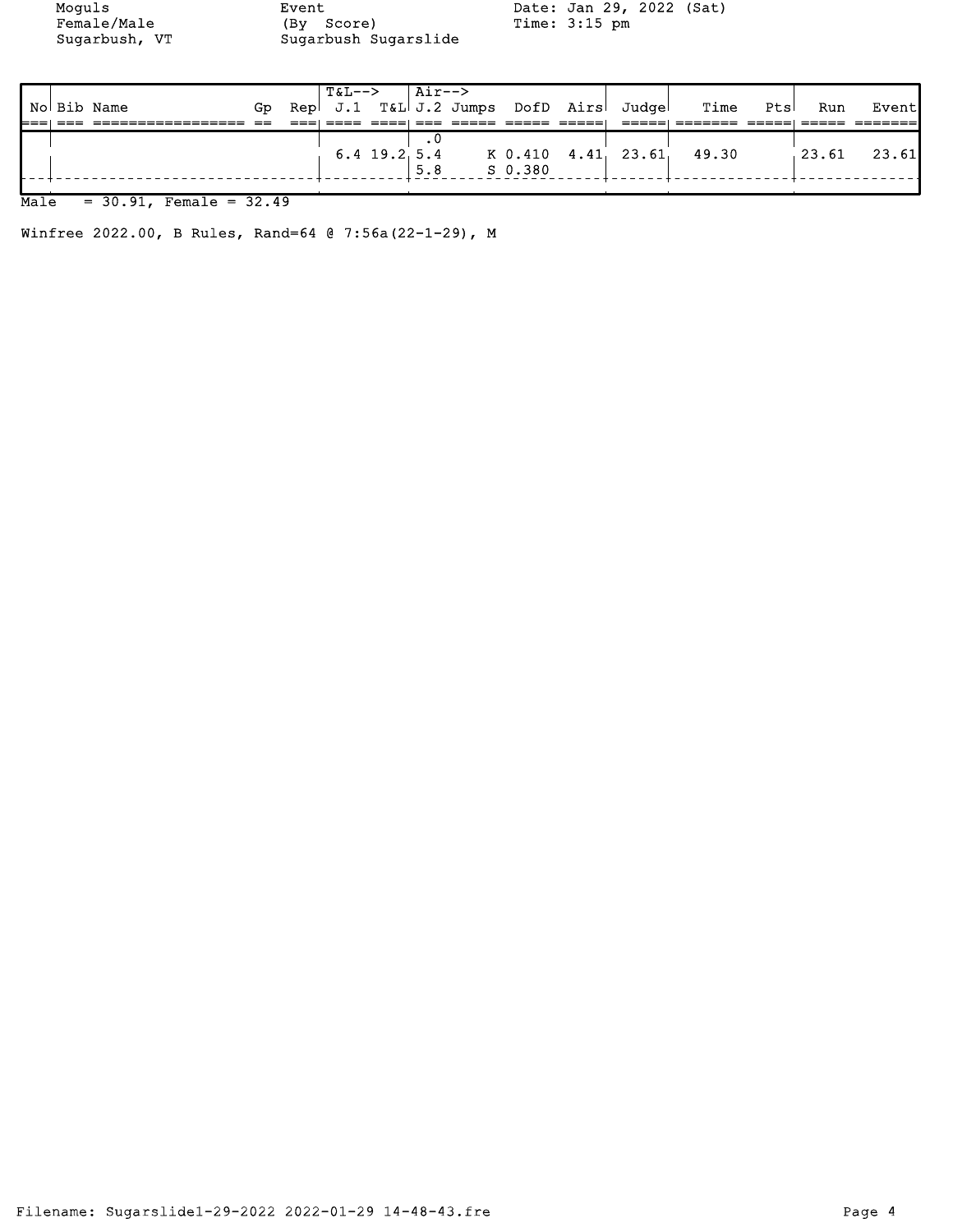Moguls Female/Male Sugarbush, VT

Event (By Score) Sugarbush Sugarslide

Date: Jan 29, 2022 (Sat) Time: 3:15 pm

| No | Bib | Name | Gp | Rep | T&L--> J.1 | T&L | Air--> J.2 | Jumps | DofD | Airs | Judge | Time | Pts | Run | Event |
|---|---|---|---|---|---|---|---|---|---|---|---|---|---|---|---|
| | | | | | 6.4 | 19.2 | .0<br>5.4<br>5.8 | | K 0.410<br>S 0.380 | 4.41 | 23.61 | 49.30 | | 23.61 | 23.61 |

Male = 30.91, Female = 32.49

Winfree 2022.00, B Rules, Rand=64 @ 7:56a(22-1-29), M

Filename: Sugarslide1-29-2022 2022-01-29 14-48-43.fre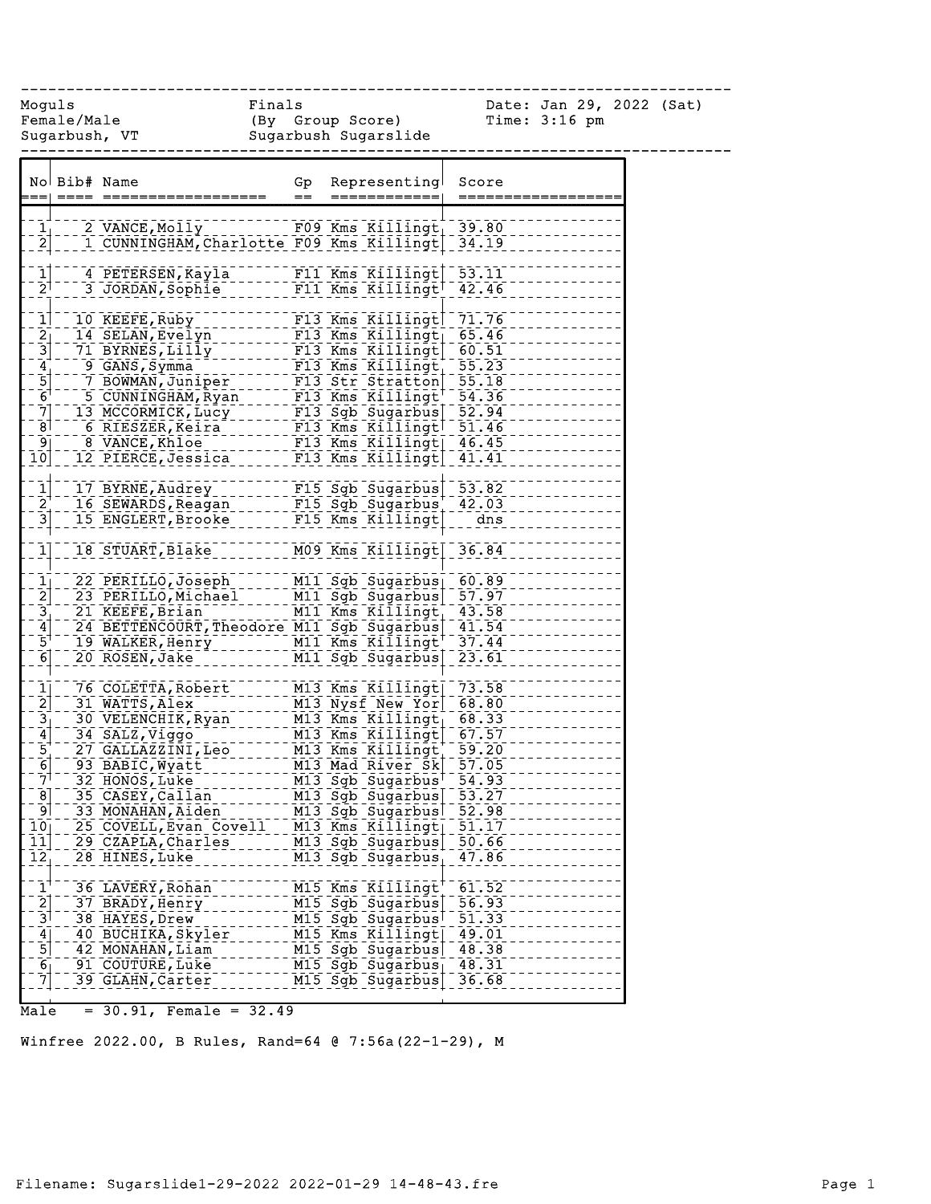Moguls Finals Date: Jan 29, 2022 (Sat)
Female/Male (By Group Score) Time: 3:16 pm
Sugarbush, VT Sugarbush Sugarslide

| No | Bib# | Name | Gp | Representing | Score |
|---|---|---|---|---|---|
| 1 | 2 | VANCE,Molly | F09 | Kms Killingt | 39.80 |
| 2 | 1 | CUNNINGHAM,Charlotte | F09 | Kms Killingt | 34.19 |
| | | | | | |
| 1 | 4 | PETERSEN,Kayla | F11 | Kms Killingt | 53.11 |
| 2 | 3 | JORDAN,Sophie | F11 | Kms Killingt | 42.46 |
| | | | | | |
| 1 | 10 | KEEFE,Ruby | F13 | Kms Killingt | 71.76 |
| 2 | 14 | SELAN,Evelyn | F13 | Kms Killingt | 65.46 |
| 3 | 71 | BYRNES,Lilly | F13 | Kms Killingt | 60.51 |
| 4 | 9 | GANS,Symma | F13 | Kms Killingt | 55.23 |
| 5 | 7 | BOWMAN,Juniper | F13 | Str Stratton | 55.18 |
| 6 | 5 | CUNNINGHAM,Ryan | F13 | Kms Killingt | 54.36 |
| 7 | 13 | MCCORMICK,Lucy | F13 | Sgb Sugarbus | 52.94 |
| 8 | 6 | RIESZER,Keira | F13 | Kms Killingt | 51.46 |
| 9 | 8 | VANCE,Khloe | F13 | Kms Killingt | 46.45 |
| 10 | 12 | PIERCE,Jessica | F13 | Kms Killingt | 41.41 |
| | | | | | |
| 1 | 17 | BYRNE,Audrey | F15 | Sgb Sugarbus | 53.82 |
| 2 | 16 | SEWARDS,Reagan | F15 | Sgb Sugarbus | 42.03 |
| 3 | 15 | ENGLERT,Brooke | F15 | Kms Killingt | dns |
| | | | | | |
| 1 | 18 | STUART,Blake | M09 | Kms Killingt | 36.84 |
| | | | | | |
| 1 | 22 | PERILLO,Joseph | M11 | Sgb Sugarbus | 60.89 |
| 2 | 23 | PERILLO,Michael | M11 | Sgb Sugarbus | 57.97 |
| 3 | 21 | KEEFE,Brian | M11 | Kms Killingt | 43.58 |
| 4 | 24 | BETTENCOURT,Theodore | M11 | Sgb Sugarbus | 41.54 |
| 5 | 19 | WALKER,Henry | M11 | Kms Killingt | 37.44 |
| 6 | 20 | ROSEN,Jake | M11 | Sgb Sugarbus | 23.61 |
| | | | | | |
| 1 | 76 | COLETTA,Robert | M13 | Kms Killingt | 73.58 |
| 2 | 31 | WATTS,Alex | M13 | Nysf New Yor | 68.80 |
| 3 | 30 | VELENCHIK,Ryan | M13 | Kms Killingt | 68.33 |
| 4 | 34 | SALZ,Viggo | M13 | Kms Killingt | 67.57 |
| 5 | 27 | GALLAZZINI,Leo | M13 | Kms Killingt | 59.20 |
| 6 | 93 | BABIC,Wyatt | M13 | Mad River Sk | 57.05 |
| 7 | 32 | HONOS,Luke | M13 | Sgb Sugarbus | 54.93 |
| 8 | 35 | CASEY,Callan | M13 | Sgb Sugarbus | 53.27 |
| 9 | 33 | MONAHAN,Aiden | M13 | Sgb Sugarbus | 52.98 |
| 10 | 25 | COVELL,Evan Covell | M13 | Kms Killingt | 51.17 |
| 11 | 29 | CZAPLA,Charles | M13 | Sgb Sugarbus | 50.66 |
| 12 | 28 | HINES,Luke | M13 | Sgb Sugarbus | 47.86 |
| | | | | | |
| 1 | 36 | LAVERY,Rohan | M15 | Kms Killingt | 61.52 |
| 2 | 37 | BRADY,Henry | M15 | Sgb Sugarbus | 56.93 |
| 3 | 38 | HAYES,Drew | M15 | Sgb Sugarbus | 51.33 |
| 4 | 40 | BUCHIKA,Skyler | M15 | Kms Killingt | 49.01 |
| 5 | 42 | MONAHAN,Liam | M15 | Sgb Sugarbus | 48.38 |
| 6 | 91 | COUTURE,Luke | M15 | Sgb Sugarbus | 48.31 |
| 7 | 39 | GLAHN,Carter | M15 | Sgb Sugarbus | 36.68 |

Male = 30.91, Female = 32.49

Winfree 2022.00, B Rules, Rand=64 @ 7:56a(22-1-29), M

Filename: Sugarslide1-29-2022 2022-01-29 14-48-43.fre